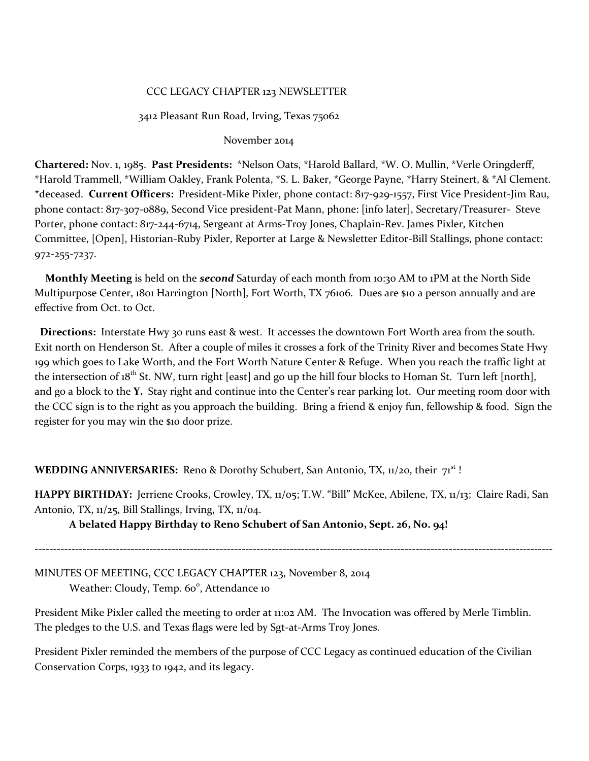CCC LEGACY CHAPTER 123 NEWSLETTER

3412 Pleasant Run Road, Irving, Texas 75062

November 2014

**Chartered:** Nov. 1, 1985. **Past Presidents:** *Nelson Oats, *Harold Ballard, *W. O. Mullin, *Verle Oringderff, *Harold Trammell, *William Oakley, Frank Polenta, *S. L. Baker, *George Payne, *Harry Steinert, & *Al Clement. *deceased. **Current Officers:** President-Mike Pixler, phone contact: 817-929-1557, First Vice President-Jim Rau, phone contact: 817-307-0889, Second Vice president-Pat Mann, phone: [info later], Secretary/Treasurer- Steve Porter, phone contact: 817-244-6714, Sergeant at Arms-Troy Jones, Chaplain-Rev. James Pixler, Kitchen Committee, [Open], Historian-Ruby Pixler, Reporter at Large & Newsletter Editor-Bill Stallings, phone contact: 972-255-7237.

**Monthly Meeting** is held on the ***second*** Saturday of each month from 10:30 AM to 1PM at the North Side Multipurpose Center, 1801 Harrington [North], Fort Worth, TX 76106. Dues are $10 a person annually and are effective from Oct. to Oct.

**Directions:** Interstate Hwy 30 runs east & west. It accesses the downtown Fort Worth area from the south. Exit north on Henderson St. After a couple of miles it crosses a fork of the Trinity River and becomes State Hwy 199 which goes to Lake Worth, and the Fort Worth Nature Center & Refuge. When you reach the traffic light at the intersection of 18th St. NW, turn right [east] and go up the hill four blocks to Homan St. Turn left [north], and go a block to the **Y.** Stay right and continue into the Center's rear parking lot. Our meeting room door with the CCC sign is to the right as you approach the building. Bring a friend & enjoy fun, fellowship & food. Sign the register for you may win the $10 door prize.

**WEDDING ANNIVERSARIES:** Reno & Dorothy Schubert, San Antonio, TX, 11/20, their 71st !

**HAPPY BIRTHDAY:** Jerriene Crooks, Crowley, TX, 11/05; T.W. "Bill" McKee, Abilene, TX, 11/13; Claire Radi, San Antonio, TX, 11/25, Bill Stallings, Irving, TX, 11/04.

**A belated Happy Birthday to Reno Schubert of San Antonio, Sept. 26, No. 94!**

---

MINUTES OF MEETING, CCC LEGACY CHAPTER 123, November 8, 2014

Weather: Cloudy, Temp. 60°, Attendance 10

President Mike Pixler called the meeting to order at 11:02 AM. The Invocation was offered by Merle Timblin. The pledges to the U.S. and Texas flags were led by Sgt-at-Arms Troy Jones.

President Pixler reminded the members of the purpose of CCC Legacy as continued education of the Civilian Conservation Corps, 1933 to 1942, and its legacy.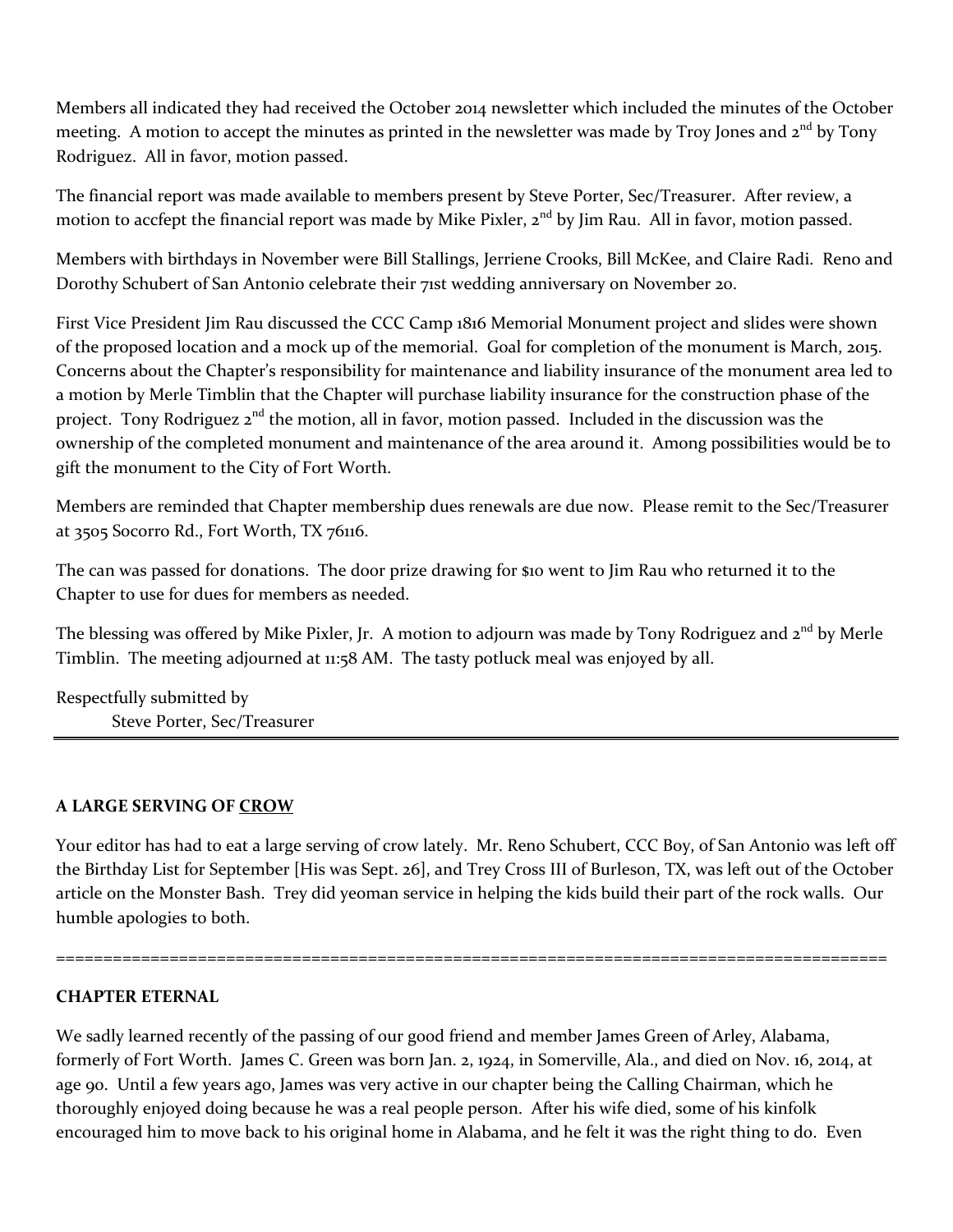Members all indicated they had received the October 2014 newsletter which included the minutes of the October meeting. A motion to accept the minutes as printed in the newsletter was made by Troy Jones and 2nd by Tony Rodriguez. All in favor, motion passed.

The financial report was made available to members present by Steve Porter, Sec/Treasurer. After review, a motion to accfept the financial report was made by Mike Pixler, 2nd by Jim Rau. All in favor, motion passed.

Members with birthdays in November were Bill Stallings, Jerriene Crooks, Bill McKee, and Claire Radi. Reno and Dorothy Schubert of San Antonio celebrate their 71st wedding anniversary on November 20.

First Vice President Jim Rau discussed the CCC Camp 1816 Memorial Monument project and slides were shown of the proposed location and a mock up of the memorial. Goal for completion of the monument is March, 2015. Concerns about the Chapter's responsibility for maintenance and liability insurance of the monument area led to a motion by Merle Timblin that the Chapter will purchase liability insurance for the construction phase of the project. Tony Rodriguez 2nd the motion, all in favor, motion passed. Included in the discussion was the ownership of the completed monument and maintenance of the area around it. Among possibilities would be to gift the monument to the City of Fort Worth.

Members are reminded that Chapter membership dues renewals are due now. Please remit to the Sec/Treasurer at 3505 Socorro Rd., Fort Worth, TX 76116.

The can was passed for donations. The door prize drawing for $10 went to Jim Rau who returned it to the Chapter to use for dues for members as needed.

The blessing was offered by Mike Pixler, Jr. A motion to adjourn was made by Tony Rodriguez and 2nd by Merle Timblin. The meeting adjourned at 11:58 AM. The tasty potluck meal was enjoyed by all.

Respectfully submitted by
Steve Porter, Sec/Treasurer

---

**A LARGE SERVING OF CROW**

Your editor has had to eat a large serving of crow lately. Mr. Reno Schubert, CCC Boy, of San Antonio was left off the Birthday List for September [His was Sept. 26], and Trey Cross III of Burleson, TX, was left out of the October article on the Monster Bash. Trey did yeoman service in helping the kids build their part of the rock walls. Our humble apologies to both.

==========================================================================================

**CHAPTER ETERNAL**

We sadly learned recently of the passing of our good friend and member James Green of Arley, Alabama, formerly of Fort Worth. James C. Green was born Jan. 2, 1924, in Somerville, Ala., and died on Nov. 16, 2014, at age 90. Until a few years ago, James was very active in our chapter being the Calling Chairman, which he thoroughly enjoyed doing because he was a real people person. After his wife died, some of his kinfolk encouraged him to move back to his original home in Alabama, and he felt it was the right thing to do. Even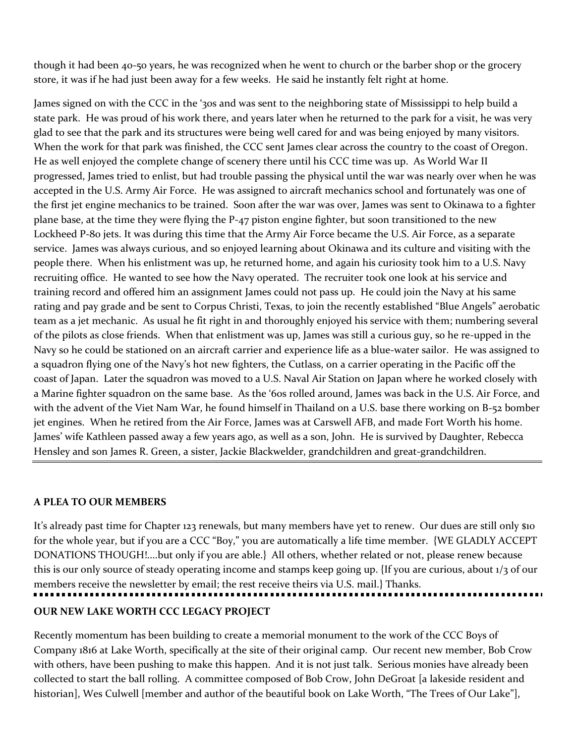though it had been 40-50 years, he was recognized when he went to church or the barber shop or the grocery store, it was if he had just been away for a few weeks. He said he instantly felt right at home.

James signed on with the CCC in the '30s and was sent to the neighboring state of Mississippi to help build a state park. He was proud of his work there, and years later when he returned to the park for a visit, he was very glad to see that the park and its structures were being well cared for and was being enjoyed by many visitors. When the work for that park was finished, the CCC sent James clear across the country to the coast of Oregon. He as well enjoyed the complete change of scenery there until his CCC time was up. As World War II progressed, James tried to enlist, but had trouble passing the physical until the war was nearly over when he was accepted in the U.S. Army Air Force. He was assigned to aircraft mechanics school and fortunately was one of the first jet engine mechanics to be trained. Soon after the war was over, James was sent to Okinawa to a fighter plane base, at the time they were flying the P-47 piston engine fighter, but soon transitioned to the new Lockheed P-80 jets. It was during this time that the Army Air Force became the U.S. Air Force, as a separate service. James was always curious, and so enjoyed learning about Okinawa and its culture and visiting with the people there. When his enlistment was up, he returned home, and again his curiosity took him to a U.S. Navy recruiting office. He wanted to see how the Navy operated. The recruiter took one look at his service and training record and offered him an assignment James could not pass up. He could join the Navy at his same rating and pay grade and be sent to Corpus Christi, Texas, to join the recently established "Blue Angels" aerobatic team as a jet mechanic. As usual he fit right in and thoroughly enjoyed his service with them; numbering several of the pilots as close friends. When that enlistment was up, James was still a curious guy, so he re-upped in the Navy so he could be stationed on an aircraft carrier and experience life as a blue-water sailor. He was assigned to a squadron flying one of the Navy's hot new fighters, the Cutlass, on a carrier operating in the Pacific off the coast of Japan. Later the squadron was moved to a U.S. Naval Air Station on Japan where he worked closely with a Marine fighter squadron on the same base. As the '60s rolled around, James was back in the U.S. Air Force, and with the advent of the Viet Nam War, he found himself in Thailand on a U.S. base there working on B-52 bomber jet engines. When he retired from the Air Force, James was at Carswell AFB, and made Fort Worth his home. James' wife Kathleen passed away a few years ago, as well as a son, John. He is survived by Daughter, Rebecca Hensley and son James R. Green, a sister, Jackie Blackwelder, grandchildren and great-grandchildren.

---

**A PLEA TO OUR MEMBERS**

It's already past time for Chapter 123 renewals, but many members have yet to renew. Our dues are still only $10 for the whole year, but if you are a CCC "Boy," you are automatically a life time member. {WE GLADLY ACCEPT DONATIONS THOUGH!....but only if you are able.} All others, whether related or not, please renew because this is our only source of steady operating income and stamps keep going up. {If you are curious, about 1/3 of our members receive the newsletter by email; the rest receive theirs via U.S. mail.} Thanks.

---

**OUR NEW LAKE WORTH CCC LEGACY PROJECT**

Recently momentum has been building to create a memorial monument to the work of the CCC Boys of Company 1816 at Lake Worth, specifically at the site of their original camp. Our recent new member, Bob Crow with others, have been pushing to make this happen. And it is not just talk. Serious monies have already been collected to start the ball rolling. A committee composed of Bob Crow, John DeGroat [a lakeside resident and historian], Wes Culwell [member and author of the beautiful book on Lake Worth, "The Trees of Our Lake"],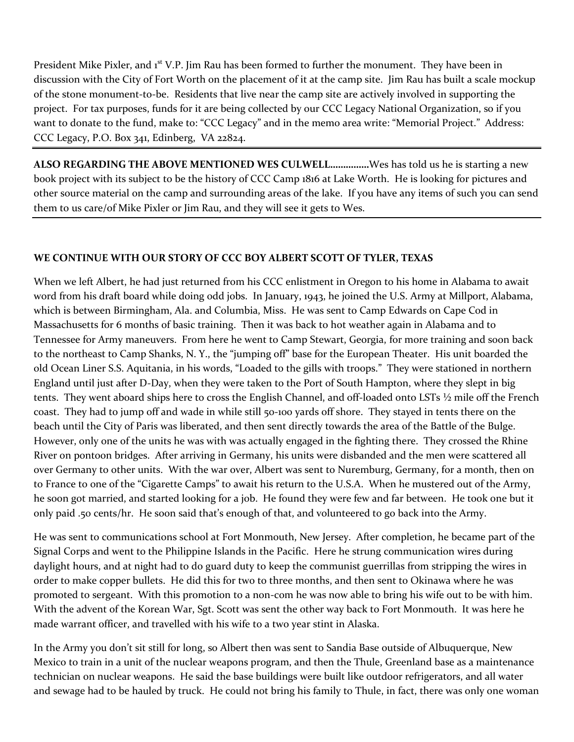President Mike Pixler, and 1st V.P. Jim Rau has been formed to further the monument. They have been in discussion with the City of Fort Worth on the placement of it at the camp site. Jim Rau has built a scale mockup of the stone monument-to-be. Residents that live near the camp site are actively involved in supporting the project. For tax purposes, funds for it are being collected by our CCC Legacy National Organization, so if you want to donate to the fund, make to: "CCC Legacy" and in the memo area write: "Memorial Project." Address: CCC Legacy, P.O. Box 341, Edinberg, VA 22824.

---

**ALSO REGARDING THE ABOVE MENTIONED WES CULWELL...............** Wes has told us he is starting a new book project with its subject to be the history of CCC Camp 1816 at Lake Worth. He is looking for pictures and other source material on the camp and surrounding areas of the lake. If you have any items of such you can send them to us care/of Mike Pixler or Jim Rau, and they will see it gets to Wes.

---

**WE CONTINUE WITH OUR STORY OF CCC BOY ALBERT SCOTT OF TYLER, TEXAS**

When we left Albert, he had just returned from his CCC enlistment in Oregon to his home in Alabama to await word from his draft board while doing odd jobs. In January, 1943, he joined the U.S. Army at Millport, Alabama, which is between Birmingham, Ala. and Columbia, Miss. He was sent to Camp Edwards on Cape Cod in Massachusetts for 6 months of basic training. Then it was back to hot weather again in Alabama and to Tennessee for Army maneuvers. From here he went to Camp Stewart, Georgia, for more training and soon back to the northeast to Camp Shanks, N. Y., the "jumping off" base for the European Theater. His unit boarded the old Ocean Liner S.S. Aquitania, in his words, "Loaded to the gills with troops." They were stationed in northern England until just after D-Day, when they were taken to the Port of South Hampton, where they slept in big tents. They went aboard ships here to cross the English Channel, and off-loaded onto LSTs ½ mile off the French coast. They had to jump off and wade in while still 50-100 yards off shore. They stayed in tents there on the beach until the City of Paris was liberated, and then sent directly towards the area of the Battle of the Bulge. However, only one of the units he was with was actually engaged in the fighting there. They crossed the Rhine River on pontoon bridges. After arriving in Germany, his units were disbanded and the men were scattered all over Germany to other units. With the war over, Albert was sent to Nuremburg, Germany, for a month, then on to France to one of the "Cigarette Camps" to await his return to the U.S.A. When he mustered out of the Army, he soon got married, and started looking for a job. He found they were few and far between. He took one but it only paid .50 cents/hr. He soon said that's enough of that, and volunteered to go back into the Army.

He was sent to communications school at Fort Monmouth, New Jersey. After completion, he became part of the Signal Corps and went to the Philippine Islands in the Pacific. Here he strung communication wires during daylight hours, and at night had to do guard duty to keep the communist guerrillas from stripping the wires in order to make copper bullets. He did this for two to three months, and then sent to Okinawa where he was promoted to sergeant. With this promotion to a non-com he was now able to bring his wife out to be with him. With the advent of the Korean War, Sgt. Scott was sent the other way back to Fort Monmouth. It was here he made warrant officer, and travelled with his wife to a two year stint in Alaska.

In the Army you don't sit still for long, so Albert then was sent to Sandia Base outside of Albuquerque, New Mexico to train in a unit of the nuclear weapons program, and then the Thule, Greenland base as a maintenance technician on nuclear weapons. He said the base buildings were built like outdoor refrigerators, and all water and sewage had to be hauled by truck. He could not bring his family to Thule, in fact, there was only one woman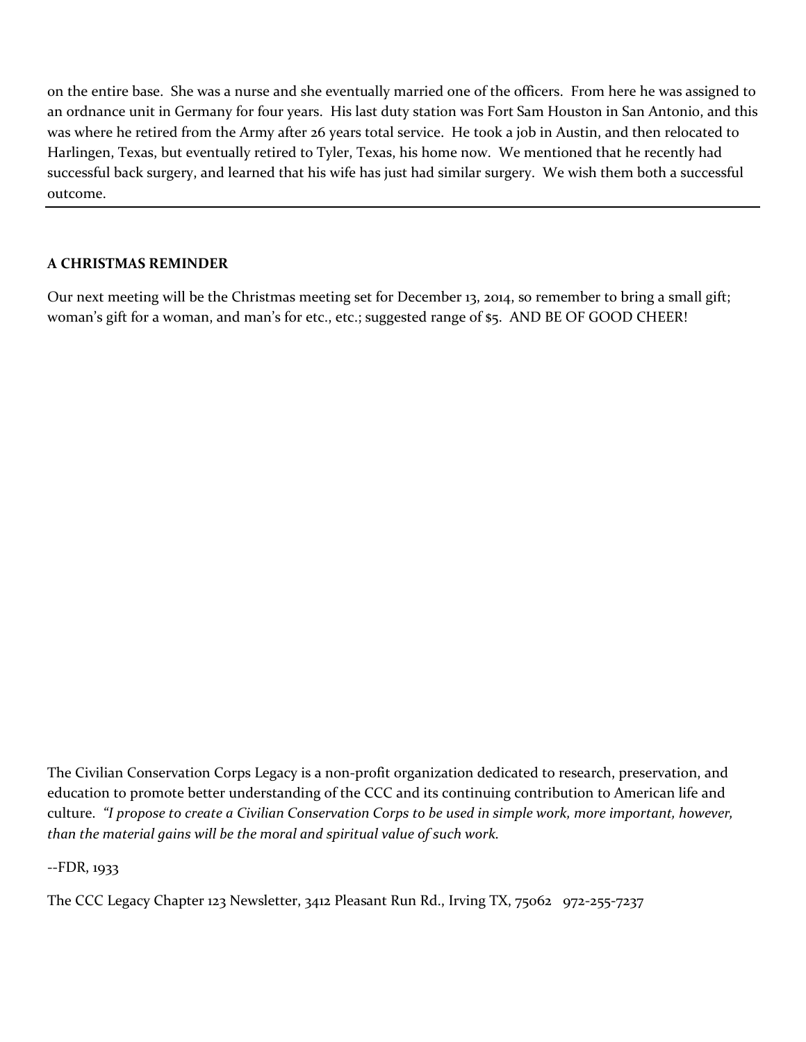on the entire base. She was a nurse and she eventually married one of the officers. From here he was assigned to an ordnance unit in Germany for four years. His last duty station was Fort Sam Houston in San Antonio, and this was where he retired from the Army after 26 years total service. He took a job in Austin, and then relocated to Harlingen, Texas, but eventually retired to Tyler, Texas, his home now. We mentioned that he recently had successful back surgery, and learned that his wife has just had similar surgery. We wish them both a successful outcome.

---

**A CHRISTMAS REMINDER**

Our next meeting will be the Christmas meeting set for December 13, 2014, so remember to bring a small gift; woman's gift for a woman, and man's for etc., etc.; suggested range of $5. AND BE OF GOOD CHEER!

The Civilian Conservation Corps Legacy is a non-profit organization dedicated to research, preservation, and education to promote better understanding of the CCC and its continuing contribution to American life and culture. *"I propose to create a Civilian Conservation Corps to be used in simple work, more important, however, than the material gains will be the moral and spiritual value of such work.*

--FDR, 1933

The CCC Legacy Chapter 123 Newsletter, 3412 Pleasant Run Rd., Irving TX, 75062 972-255-7237